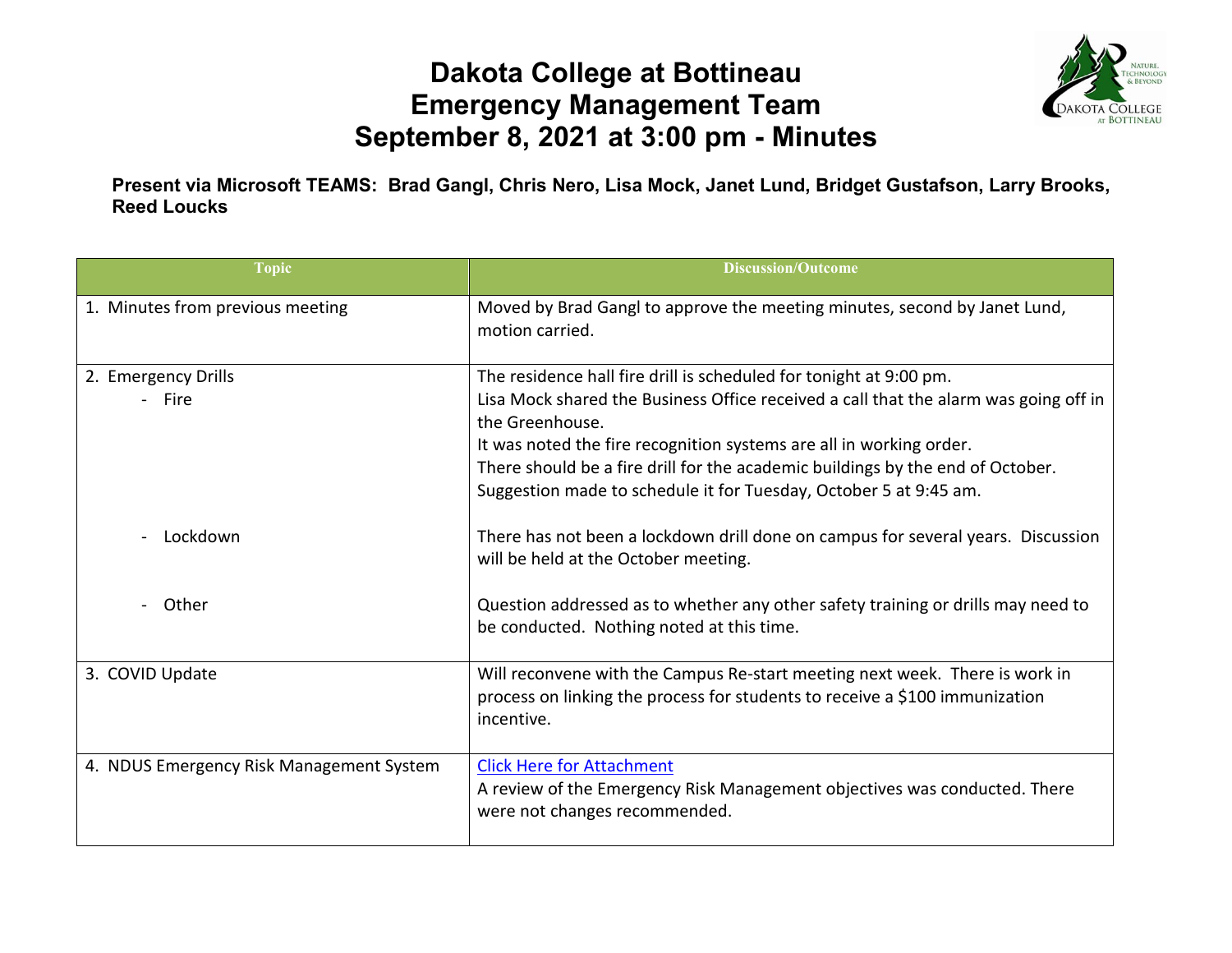# Dakota College at Bottineau
# Emergency Management Team
# September 8, 2021 at 3:00 pm - Minutes

**Present via Microsoft TEAMS: Brad Gangl, Chris Nero, Lisa Mock, Janet Lund, Bridget Gustafson, Larry Brooks, Reed Loucks**

| Topic | Discussion/Outcome |
|---|---|
| 1. Minutes from previous meeting | Moved by Brad Gangl to approve the meeting minutes, second by Janet Lund, motion carried. |
| 2. Emergency Drills<br>- Fire | The residence hall fire drill is scheduled for tonight at 9:00 pm.<br>Lisa Mock shared the Business Office received a call that the alarm was going off in the Greenhouse.<br>It was noted the fire recognition systems are all in working order.<br>There should be a fire drill for the academic buildings by the end of October.<br>Suggestion made to schedule it for Tuesday, October 5 at 9:45 am. |
| - Lockdown | There has not been a lockdown drill done on campus for several years. Discussion will be held at the October meeting. |
| - Other | Question addressed as to whether any other safety training or drills may need to be conducted. Nothing noted at this time. |
| 3. COVID Update | Will reconvene with the Campus Re-start meeting next week. There is work in process on linking the process for students to receive a $100 immunization incentive. |
| 4. NDUS Emergency Risk Management System | Click Here for Attachment<br>A review of the Emergency Risk Management objectives was conducted. There were not changes recommended. |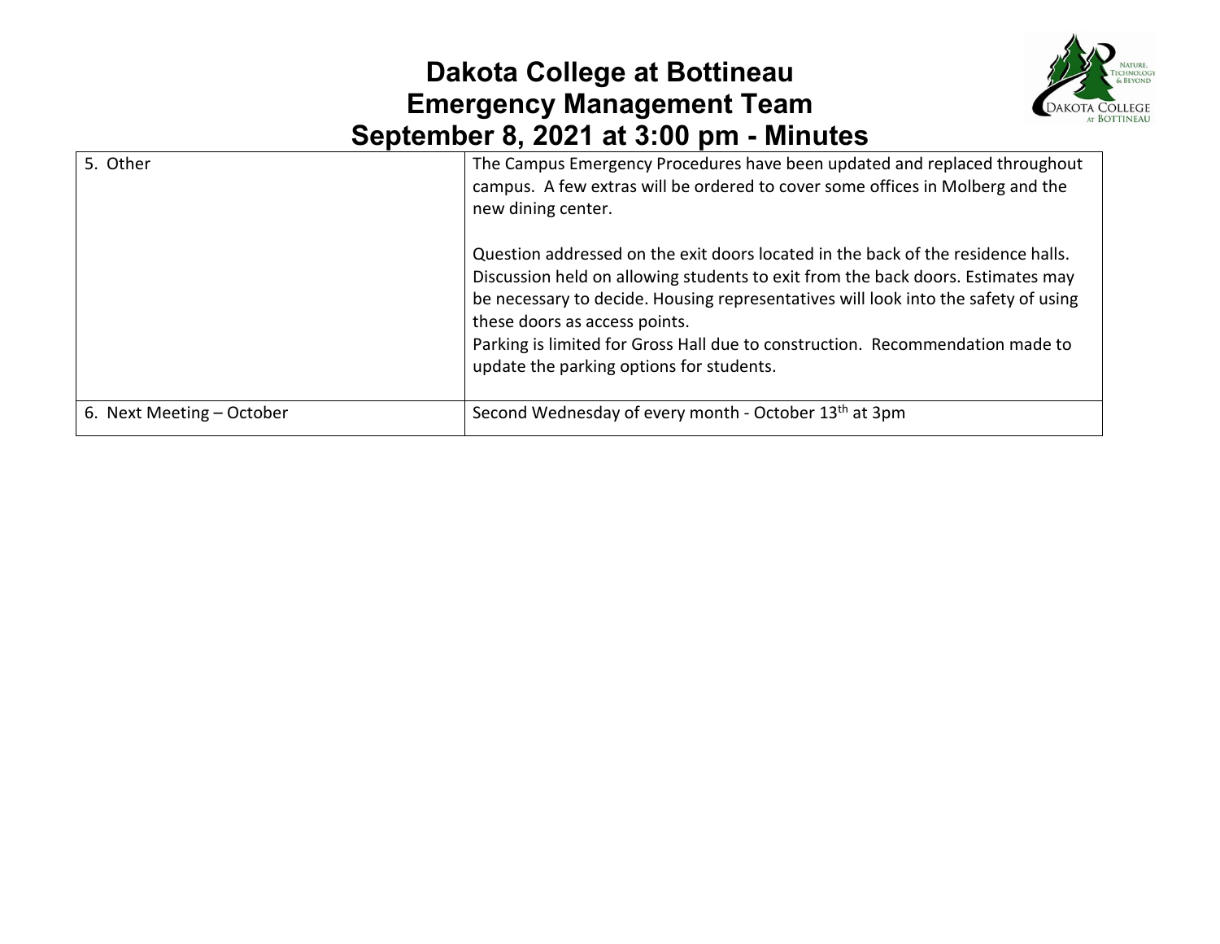# Dakota College at Bottineau
# Emergency Management Team
# September 8, 2021 at 3:00 pm - Minutes

| | |
|---|---|
| 5. Other | The Campus Emergency Procedures have been updated and replaced throughout campus. A few extras will be ordered to cover some offices in Molberg and the new dining center.<br><br>Question addressed on the exit doors located in the back of the residence halls. Discussion held on allowing students to exit from the back doors. Estimates may be necessary to decide. Housing representatives will look into the safety of using these doors as access points.<br>Parking is limited for Gross Hall due to construction. Recommendation made to update the parking options for students. |
| 6. Next Meeting – October | Second Wednesday of every month - October 13th at 3pm |